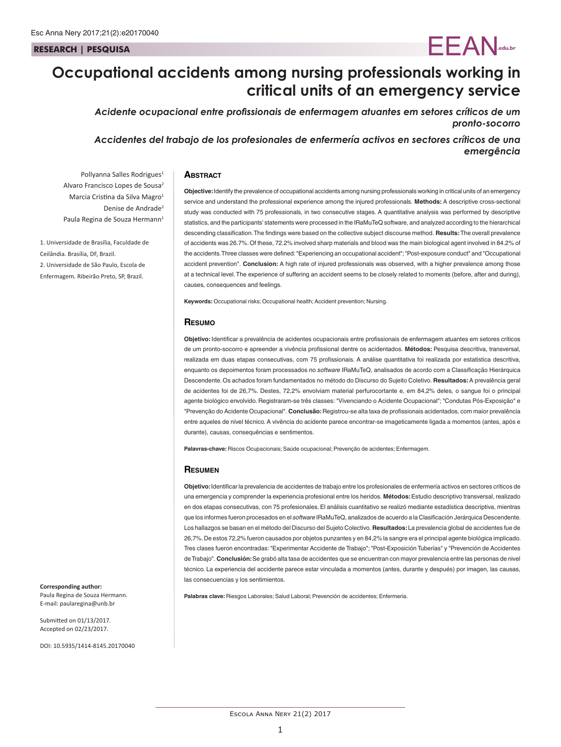RESEARCH | PESQUISA

# Occupational accidents among nursing professionals working in critical units of an emergency service

## *Acidente ocupacional entre profissionais de enfermagem atuantes em setores críticos de um pronto-socorro*

## *Accidentes del trabajo de los profesionales de enfermería activos en sectores críticos de una emergência*

Pollyanna Salles Rodrigues[1]
Alvaro Francisco Lopes de Sousa[2]
Marcia Cristina da Silva Magro[1]
Denise de Andrade[2]
Paula Regina de Souza Hermann[1]

1. Universidade de Brasília, Faculdade de Ceilândia. Brasília, DF, Brazil.
2. Universidade de São Paulo, Escola de Enfermagem. Ribeirão Preto, SP, Brazil.

### Abstract

**Objective:** Identify the prevalence of occupational accidents among nursing professionals working in critical units of an emergency service and understand the professional experience among the injured professionals. **Methods:** A descriptive cross-sectional study was conducted with 75 professionals, in two consecutive stages. A quantitative analysis was performed by descriptive statistics, and the participants' statements were processed in the IRaMuTeQ software, and analyzed according to the hierarchical descending classification. The findings were based on the collective subject discourse method. **Results:** The overall prevalence of accidents was 26.7%. Of these, 72.2% involved sharp materials and blood was the main biological agent involved in 84.2% of the accidents. Three classes were defined: "Experiencing an occupational accident"; "Post-exposure conduct" and "Occupational accident prevention". **Conclusion:** A high rate of injured professionals was observed, with a higher prevalence among those at a technical level. The experience of suffering an accident seems to be closely related to moments (before, after and during), causes, consequences and feelings.

**Keywords:** Occupational risks; Occupational health; Accident prevention; Nursing.

### Resumo

**Objetivo:** Identificar a prevalência de acidentes ocupacionais entre profissionais de enfermagem atuantes em setores críticos de um pronto-socorro e apreender a vivência profissional dentre os acidentados. **Métodos:** Pesquisa descritiva, transversal, realizada em duas etapas consecutivas, com 75 profissionais. A análise quantitativa foi realizada por estatística descritiva, enquanto os depoimentos foram processados no *software* IRaMuTeQ, analisados de acordo com a Classificação Hierárquica Descendente. Os achados foram fundamentados no método do Discurso do Sujeito Coletivo. **Resultados:** A prevalência geral de acidentes foi de 26,7%. Destes, 72,2% envolviam material perfurocortante e, em 84,2% deles, o sangue foi o principal agente biológico envolvido. Registraram-se três classes: "Vivenciando o Acidente Ocupacional"; "Condutas Pós-Exposição" e "Prevenção do Acidente Ocupacional". **Conclusão:** Registrou-se alta taxa de profissionais acidentados, com maior prevalência entre aqueles de nível técnico. A vivência do acidente parece encontrar-se imageticamente ligada a momentos (antes, após e durante), causas, consequências e sentimentos.

**Palavras-chave:** Riscos Ocupacionais; Saúde ocupacional; Prevenção de acidentes; Enfermagem.

### Resumen

**Objetivo:** Identificar la prevalencia de accidentes de trabajo entre los profesionales de enfermería activos en sectores críticos de una emergencia y comprender la experiencia profesional entre los heridos. **Métodos:** Estudio descriptivo transversal, realizado en dos etapas consecutivas, con 75 profesionales. El análisis cuantitativo se realizó mediante estadística descriptiva, mientras que los informes fueron procesados en el *software* IRaMuTeQ, analizados de acuerdo a la Clasificación Jerárquica Descendente. Los hallazgos se basan en el método del Discurso del Sujeto Colectivo. **Resultados:** La prevalencia global de accidentes fue de 26,7%. De estos 72,2% fueron causados por objetos punzantes y en 84,2% la sangre era el principal agente biológica implicado. Tres clases fueron encontradas: "Experimentar Accidente de Trabajo"; "Post-Exposición Tuberías" y "Prevención de Accidentes de Trabajo". **Conclusión:** Se grabó alta tasa de accidentes que se encuentran con mayor prevalencia entre las personas de nivel técnico. La experiencia del accidente parece estar vinculada a momentos (antes, durante y después) por imagen, las causas, las consecuencias y los sentimientos.

**Palabras clave:** Riesgos Laborales; Salud Laboral; Prevención de accidentes; Enfermería.

**Corresponding author:**
Paula Regina de Souza Hermann.
E-mail: paularegina@unb.br

Submitted on 01/13/2017.
Accepted on 02/23/2017.

DOI: 10.5935/1414-8145.20170040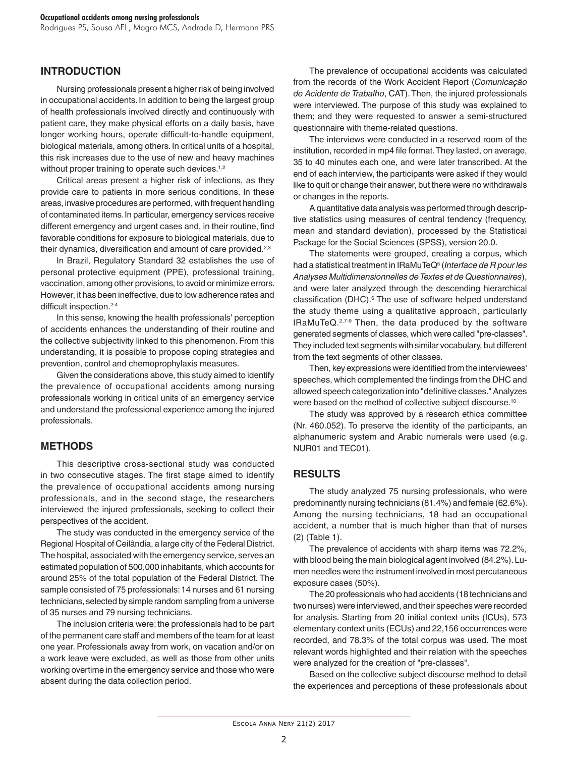## INTRODUCTION

Nursing professionals present a higher risk of being involved in occupational accidents. In addition to being the largest group of health professionals involved directly and continuously with patient care, they make physical efforts on a daily basis, have longer working hours, operate difficult-to-handle equipment, biological materials, among others. In critical units of a hospital, this risk increases due to the use of new and heavy machines without proper training to operate such devices.[1,2]

Critical areas present a higher risk of infections, as they provide care to patients in more serious conditions. In these areas, invasive procedures are performed, with frequent handling of contaminated items. In particular, emergency services receive different emergency and urgent cases and, in their routine, find favorable conditions for exposure to biological materials, due to their dynamics, diversification and amount of care provided.[2,3]

In Brazil, Regulatory Standard 32 establishes the use of personal protective equipment (PPE), professional training, vaccination, among other provisions, to avoid or minimize errors. However, it has been ineffective, due to low adherence rates and difficult inspection.[2-4]

In this sense, knowing the health professionals' perception of accidents enhances the understanding of their routine and the collective subjectivity linked to this phenomenon. From this understanding, it is possible to propose coping strategies and prevention, control and chemoprophylaxis measures.

Given the considerations above, this study aimed to identify the prevalence of occupational accidents among nursing professionals working in critical units of an emergency service and understand the professional experience among the injured professionals.

## METHODS

This descriptive cross-sectional study was conducted in two consecutive stages. The first stage aimed to identify the prevalence of occupational accidents among nursing professionals, and in the second stage, the researchers interviewed the injured professionals, seeking to collect their perspectives of the accident.

The study was conducted in the emergency service of the Regional Hospital of Ceilândia, a large city of the Federal District. The hospital, associated with the emergency service, serves an estimated population of 500,000 inhabitants, which accounts for around 25% of the total population of the Federal District. The sample consisted of 75 professionals: 14 nurses and 61 nursing technicians, selected by simple random sampling from a universe of 35 nurses and 79 nursing technicians.

The inclusion criteria were: the professionals had to be part of the permanent care staff and members of the team for at least one year. Professionals away from work, on vacation and/or on a work leave were excluded, as well as those from other units working overtime in the emergency service and those who were absent during the data collection period.

The prevalence of occupational accidents was calculated from the records of the Work Accident Report (*Comunicação de Acidente de Trabalho*, CAT). Then, the injured professionals were interviewed. The purpose of this study was explained to them; and they were requested to answer a semi-structured questionnaire with theme-related questions.

The interviews were conducted in a reserved room of the institution, recorded in mp4 file format. They lasted, on average, 35 to 40 minutes each one, and were later transcribed. At the end of each interview, the participants were asked if they would like to quit or change their answer, but there were no withdrawals or changes in the reports.

A quantitative data analysis was performed through descriptive statistics using measures of central tendency (frequency, mean and standard deviation), processed by the Statistical Package for the Social Sciences (SPSS), version 20.0.

The statements were grouped, creating a corpus, which had a statistical treatment in IRaMuTeQ[5] (*Interface de R pour les Analyses Multidimensionnelles de Textes et de Questionnaires*), and were later analyzed through the descending hierarchical classification (DHC).[6] The use of software helped understand the study theme using a qualitative approach, particularly IRaMuTeQ.[2,7-9] Then, the data produced by the software generated segments of classes, which were called "pre-classes". They included text segments with similar vocabulary, but different from the text segments of other classes.

Then, key expressions were identified from the interviewees' speeches, which complemented the findings from the DHC and allowed speech categorization into "definitive classes." Analyzes were based on the method of collective subject discourse.[10]

The study was approved by a research ethics committee (Nr. 460.052). To preserve the identity of the participants, an alphanumeric system and Arabic numerals were used (e.g. NUR01 and TEC01).

## RESULTS

The study analyzed 75 nursing professionals, who were predominantly nursing technicians (81.4%) and female (62.6%). Among the nursing technicians, 18 had an occupational accident, a number that is much higher than that of nurses (2) (Table 1).

The prevalence of accidents with sharp items was 72.2%, with blood being the main biological agent involved (84.2%). Lumen needles were the instrument involved in most percutaneous exposure cases (50%).

The 20 professionals who had accidents (18 technicians and two nurses) were interviewed, and their speeches were recorded for analysis. Starting from 20 initial context units (ICUs), 573 elementary context units (ECUs) and 22,156 occurrences were recorded, and 78.3% of the total corpus was used. The most relevant words highlighted and their relation with the speeches were analyzed for the creation of "pre-classes".

Based on the collective subject discourse method to detail the experiences and perceptions of these professionals about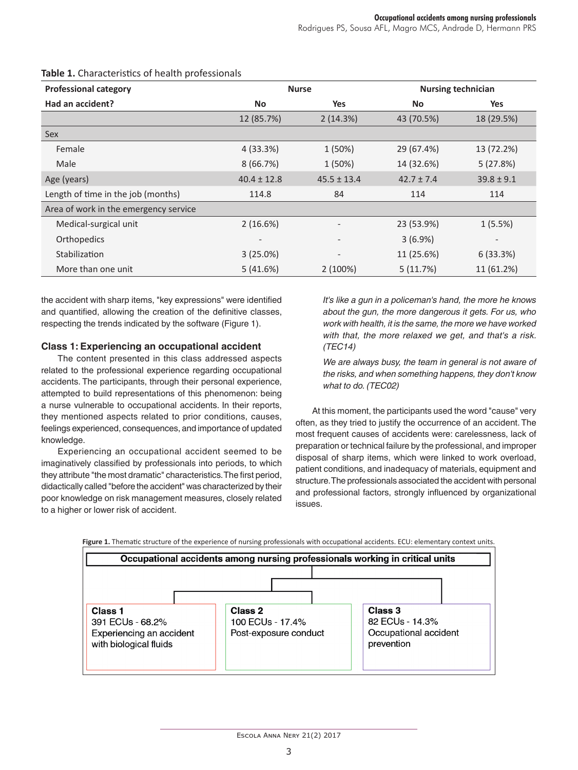**Table 1.** Characteristics of health professionals

| Professional category | Nurse | | Nursing technician | |
|---|---|---|---|---|
| **Had an accident?** | **No** | **Yes** | **No** | **Yes** |
| | 12 (85.7%) | 2 (14.3%) | 43 (70.5%) | 18 (29.5%) |
| Sex | | | | |
| Female | 4 (33.3%) | 1 (50%) | 29 (67.4%) | 13 (72.2%) |
| Male | 8 (66.7%) | 1 (50%) | 14 (32.6%) | 5 (27.8%) |
| Age (years) | 40.4 ± 12.8 | 45.5 ± 13.4 | 42.7 ± 7.4 | 39.8 ± 9.1 |
| Length of time in the job (months) | 114.8 | 84 | 114 | 114 |
| Area of work in the emergency service | | | | |
| Medical-surgical unit | 2 (16.6%) | - | 23 (53.9%) | 1 (5.5%) |
| Orthopedics | - | - | 3 (6.9%) | - |
| Stabilization | 3 (25.0%) | - | 11 (25.6%) | 6 (33.3%) |
| More than one unit | 5 (41.6%) | 2 (100%) | 5 (11.7%) | 11 (61.2%) |

the accident with sharp items, "key expressions" were identified and quantified, allowing the creation of the definitive classes, respecting the trends indicated by the software (Figure 1).

### Class 1: Experiencing an occupational accident

The content presented in this class addressed aspects related to the professional experience regarding occupational accidents. The participants, through their personal experience, attempted to build representations of this phenomenon: being a nurse vulnerable to occupational accidents. In their reports, they mentioned aspects related to prior conditions, causes, feelings experienced, consequences, and importance of updated knowledge.

Experiencing an occupational accident seemed to be imaginatively classified by professionals into periods, to which they attribute "the most dramatic" characteristics. The first period, didactically called "before the accident" was characterized by their poor knowledge on risk management measures, closely related to a higher or lower risk of accident.

> *It's like a gun in a policeman's hand, the more he knows about the gun, the more dangerous it gets. For us, who work with health, it is the same, the more we have worked with that, the more relaxed we get, and that's a risk. (TEC14)*

> *We are always busy, the team in general is not aware of the risks, and when something happens, they don't know what to do. (TEC02)*

At this moment, the participants used the word "cause" very often, as they tried to justify the occurrence of an accident. The most frequent causes of accidents were: carelessness, lack of preparation or technical failure by the professional, and improper disposal of sharp items, which were linked to work overload, patient conditions, and inadequacy of materials, equipment and structure. The professionals associated the accident with personal and professional factors, strongly influenced by organizational issues.

**Figure 1.** Thematic structure of the experience of nursing professionals with occupational accidents. ECU: elementary context units.

Occupational accidents among nursing professionals working in critical units

| Class 1 | Class 2 | Class 3 |
|---|---|---|
| 391 ECUs - 68.2% | 100 ECUs - 17.4% | 82 ECUs - 14.3% |
| Experiencing an accident with biological fluids | Post-exposure conduct | Occupational accident prevention |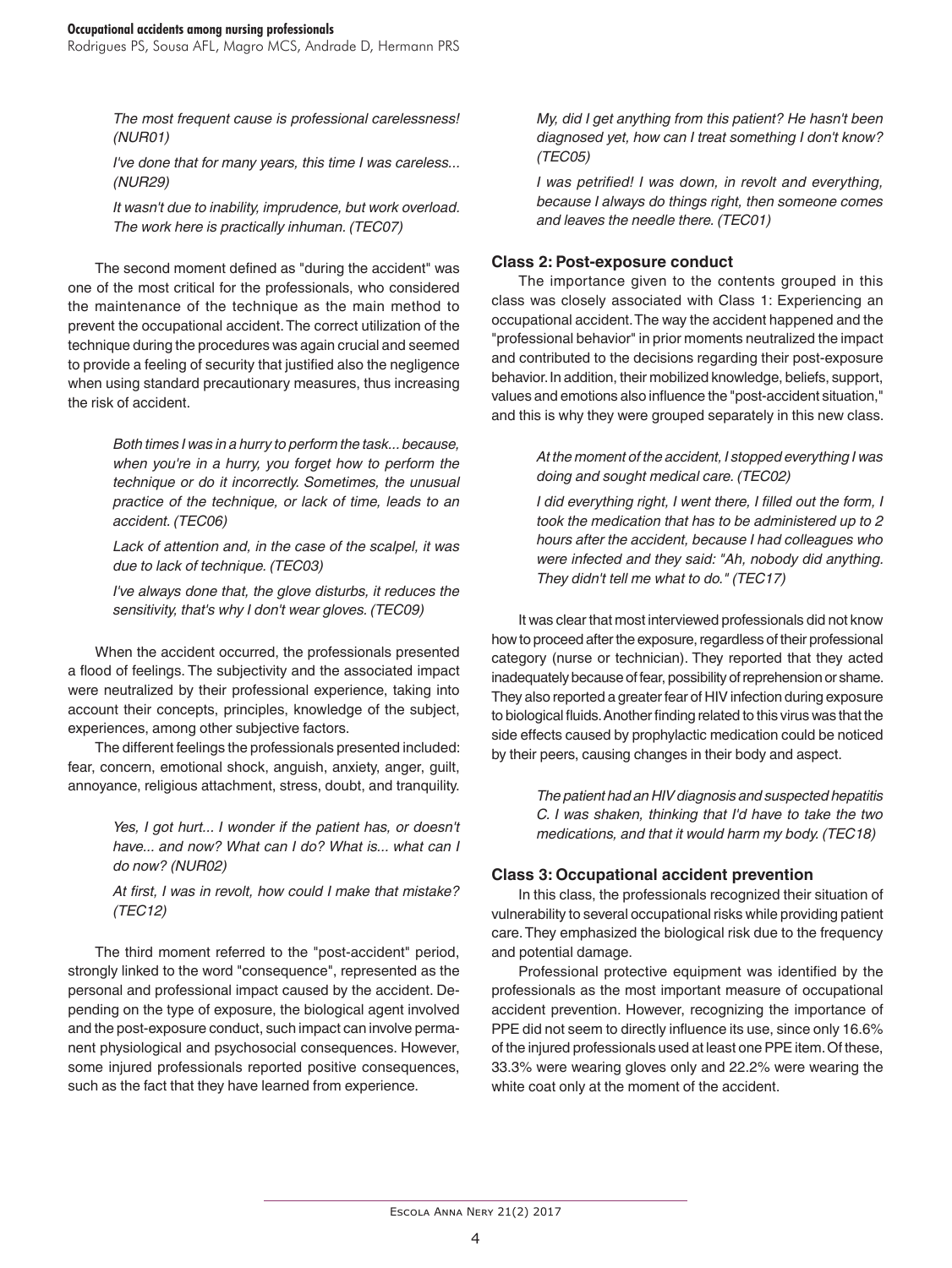*The most frequent cause is professional carelessness! (NUR01)*

*I've done that for many years, this time I was careless... (NUR29)*

*It wasn't due to inability, imprudence, but work overload. The work here is practically inhuman. (TEC07)*

The second moment defined as "during the accident" was one of the most critical for the professionals, who considered the maintenance of the technique as the main method to prevent the occupational accident. The correct utilization of the technique during the procedures was again crucial and seemed to provide a feeling of security that justified also the negligence when using standard precautionary measures, thus increasing the risk of accident.

*Both times I was in a hurry to perform the task... because, when you're in a hurry, you forget how to perform the technique or do it incorrectly. Sometimes, the unusual practice of the technique, or lack of time, leads to an accident. (TEC06)*

*Lack of attention and, in the case of the scalpel, it was due to lack of technique. (TEC03)*

*I've always done that, the glove disturbs, it reduces the sensitivity, that's why I don't wear gloves. (TEC09)*

When the accident occurred, the professionals presented a flood of feelings. The subjectivity and the associated impact were neutralized by their professional experience, taking into account their concepts, principles, knowledge of the subject, experiences, among other subjective factors.

The different feelings the professionals presented included: fear, concern, emotional shock, anguish, anxiety, anger, guilt, annoyance, religious attachment, stress, doubt, and tranquility.

*Yes, I got hurt... I wonder if the patient has, or doesn't have... and now? What can I do? What is... what can I do now? (NUR02)*

*At first, I was in revolt, how could I make that mistake? (TEC12)*

The third moment referred to the "post-accident" period, strongly linked to the word "consequence", represented as the personal and professional impact caused by the accident. Depending on the type of exposure, the biological agent involved and the post-exposure conduct, such impact can involve permanent physiological and psychosocial consequences. However, some injured professionals reported positive consequences, such as the fact that they have learned from experience.

*My, did I get anything from this patient? He hasn't been diagnosed yet, how can I treat something I don't know? (TEC05)*

*I was petrified! I was down, in revolt and everything, because I always do things right, then someone comes and leaves the needle there. (TEC01)*

### Class 2: Post-exposure conduct

The importance given to the contents grouped in this class was closely associated with Class 1: Experiencing an occupational accident. The way the accident happened and the "professional behavior" in prior moments neutralized the impact and contributed to the decisions regarding their post-exposure behavior. In addition, their mobilized knowledge, beliefs, support, values and emotions also influence the "post-accident situation," and this is why they were grouped separately in this new class.

*At the moment of the accident, I stopped everything I was doing and sought medical care. (TEC02)*

*I did everything right, I went there, I filled out the form, I took the medication that has to be administered up to 2 hours after the accident, because I had colleagues who were infected and they said: "Ah, nobody did anything. They didn't tell me what to do." (TEC17)*

It was clear that most interviewed professionals did not know how to proceed after the exposure, regardless of their professional category (nurse or technician). They reported that they acted inadequately because of fear, possibility of reprehension or shame. They also reported a greater fear of HIV infection during exposure to biological fluids. Another finding related to this virus was that the side effects caused by prophylactic medication could be noticed by their peers, causing changes in their body and aspect.

*The patient had an HIV diagnosis and suspected hepatitis C. I was shaken, thinking that I'd have to take the two medications, and that it would harm my body. (TEC18)*

### Class 3: Occupational accident prevention

In this class, the professionals recognized their situation of vulnerability to several occupational risks while providing patient care. They emphasized the biological risk due to the frequency and potential damage.

Professional protective equipment was identified by the professionals as the most important measure of occupational accident prevention. However, recognizing the importance of PPE did not seem to directly influence its use, since only 16.6% of the injured professionals used at least one PPE item. Of these, 33.3% were wearing gloves only and 22.2% were wearing the white coat only at the moment of the accident.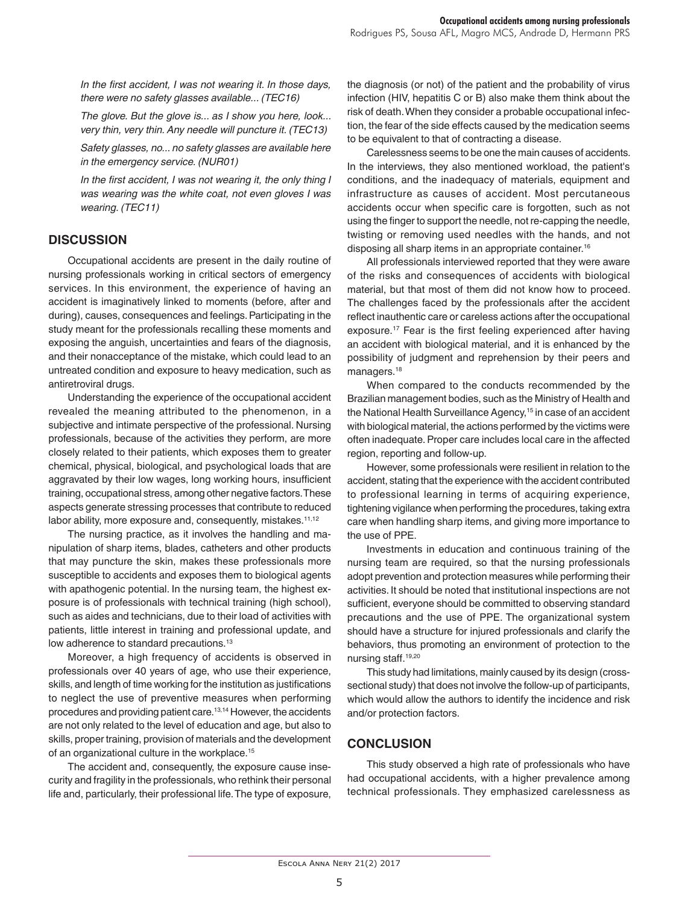*In the first accident, I was not wearing it. In those days, there were no safety glasses available... (TEC16)*

*The glove. But the glove is... as I show you here, look... very thin, very thin. Any needle will puncture it. (TEC13)*

*Safety glasses, no... no safety glasses are available here in the emergency service. (NUR01)*

*In the first accident, I was not wearing it, the only thing I was wearing was the white coat, not even gloves I was wearing. (TEC11)*

## DISCUSSION

Occupational accidents are present in the daily routine of nursing professionals working in critical sectors of emergency services. In this environment, the experience of having an accident is imaginatively linked to moments (before, after and during), causes, consequences and feelings. Participating in the study meant for the professionals recalling these moments and exposing the anguish, uncertainties and fears of the diagnosis, and their nonacceptance of the mistake, which could lead to an untreated condition and exposure to heavy medication, such as antiretroviral drugs.

Understanding the experience of the occupational accident revealed the meaning attributed to the phenomenon, in a subjective and intimate perspective of the professional. Nursing professionals, because of the activities they perform, are more closely related to their patients, which exposes them to greater chemical, physical, biological, and psychological loads that are aggravated by their low wages, long working hours, insufficient training, occupational stress, among other negative factors. These aspects generate stressing processes that contribute to reduced labor ability, more exposure and, consequently, mistakes.[11,12]

The nursing practice, as it involves the handling and manipulation of sharp items, blades, catheters and other products that may puncture the skin, makes these professionals more susceptible to accidents and exposes them to biological agents with apathogenic potential. In the nursing team, the highest exposure is of professionals with technical training (high school), such as aides and technicians, due to their load of activities with patients, little interest in training and professional update, and low adherence to standard precautions.[13]

Moreover, a high frequency of accidents is observed in professionals over 40 years of age, who use their experience, skills, and length of time working for the institution as justifications to neglect the use of preventive measures when performing procedures and providing patient care.[13,14] However, the accidents are not only related to the level of education and age, but also to skills, proper training, provision of materials and the development of an organizational culture in the workplace.[15]

The accident and, consequently, the exposure cause insecurity and fragility in the professionals, who rethink their personal life and, particularly, their professional life. The type of exposure, the diagnosis (or not) of the patient and the probability of virus infection (HIV, hepatitis C or B) also make them think about the risk of death. When they consider a probable occupational infection, the fear of the side effects caused by the medication seems to be equivalent to that of contracting a disease.

Carelessness seems to be one the main causes of accidents. In the interviews, they also mentioned workload, the patient's conditions, and the inadequacy of materials, equipment and infrastructure as causes of accident. Most percutaneous accidents occur when specific care is forgotten, such as not using the finger to support the needle, not re-capping the needle, twisting or removing used needles with the hands, and not disposing all sharp items in an appropriate container.[16]

All professionals interviewed reported that they were aware of the risks and consequences of accidents with biological material, but that most of them did not know how to proceed. The challenges faced by the professionals after the accident reflect inauthentic care or careless actions after the occupational exposure.[17] Fear is the first feeling experienced after having an accident with biological material, and it is enhanced by the possibility of judgment and reprehension by their peers and managers.[18]

When compared to the conducts recommended by the Brazilian management bodies, such as the Ministry of Health and the National Health Surveillance Agency,[15] in case of an accident with biological material, the actions performed by the victims were often inadequate. Proper care includes local care in the affected region, reporting and follow-up.

However, some professionals were resilient in relation to the accident, stating that the experience with the accident contributed to professional learning in terms of acquiring experience, tightening vigilance when performing the procedures, taking extra care when handling sharp items, and giving more importance to the use of PPE.

Investments in education and continuous training of the nursing team are required, so that the nursing professionals adopt prevention and protection measures while performing their activities. It should be noted that institutional inspections are not sufficient, everyone should be committed to observing standard precautions and the use of PPE. The organizational system should have a structure for injured professionals and clarify the behaviors, thus promoting an environment of protection to the nursing staff.[19,20]

This study had limitations, mainly caused by its design (cross-sectional study) that does not involve the follow-up of participants, which would allow the authors to identify the incidence and risk and/or protection factors.

## CONCLUSION

This study observed a high rate of professionals who have had occupational accidents, with a higher prevalence among technical professionals. They emphasized carelessness as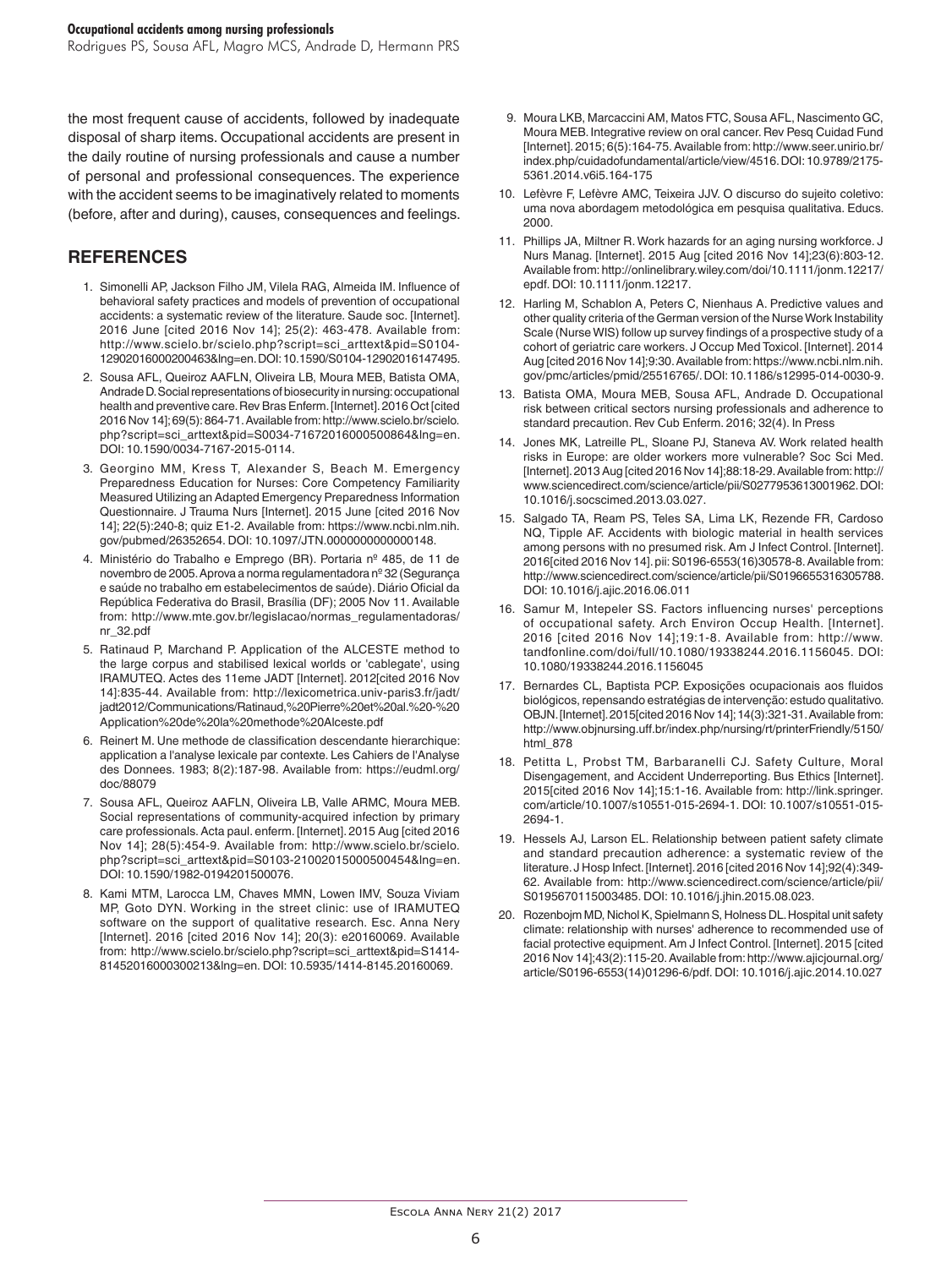the most frequent cause of accidents, followed by inadequate disposal of sharp items. Occupational accidents are present in the daily routine of nursing professionals and cause a number of personal and professional consequences. The experience with the accident seems to be imaginatively related to moments (before, after and during), causes, consequences and feelings.

## REFERENCES

1. Simonelli AP, Jackson Filho JM, Vilela RAG, Almeida IM. Influence of behavioral safety practices and models of prevention of occupational accidents: a systematic review of the literature. Saude soc. [Internet]. 2016 June [cited 2016 Nov 14]; 25(2): 463-478. Available from: http://www.scielo.br/scielo.php?script=sci_arttext&pid=S0104-12902016000200463&lng=en. DOI: 10.1590/S0104-12902016147495.
2. Sousa AFL, Queiroz AAFLN, Oliveira LB, Moura MEB, Batista OMA, Andrade D. Social representations of biosecurity in nursing: occupational health and preventive care. Rev Bras Enferm. [Internet]. 2016 Oct [cited 2016 Nov 14]; 69(5): 864-71. Available from: http://www.scielo.br/scielo.php?script=sci_arttext&pid=S0034-71672016000500864&lng=en. DOI: 10.1590/0034-7167-2015-0114.
3. Georgino MM, Kress T, Alexander S, Beach M. Emergency Preparedness Education for Nurses: Core Competency Familiarity Measured Utilizing an Adapted Emergency Preparedness Information Questionnaire. J Trauma Nurs [Internet]. 2015 June [cited 2016 Nov 14]; 22(5):240-8; quiz E1-2. Available from: https://www.ncbi.nlm.nih.gov/pubmed/26352654. DOI: 10.1097/JTN.0000000000000148.
4. Ministério do Trabalho e Emprego (BR). Portaria nº 485, de 11 de novembro de 2005. Aprova a norma regulamentadora nº 32 (Segurança e saúde no trabalho em estabelecimentos de saúde). Diário Oficial da República Federativa do Brasil, Brasília (DF); 2005 Nov 11. Available from: http://www.mte.gov.br/legislacao/normas_regulamentadoras/nr_32.pdf
5. Ratinaud P, Marchand P. Application of the ALCESTE method to the large corpus and stabilised lexical worlds or 'cablegate', using IRAMUTEQ. Actes des 11eme JADT [Internet]. 2012[cited 2016 Nov 14]:835-44. Available from: http://lexicometrica.univ-paris3.fr/jadt/jadt2012/Communications/Ratinaud,%20Pierre%20et%20al.%20-%20Application%20de%20la%20methode%20Alceste.pdf
6. Reinert M. Une methode de classification descendante hierarchique: application a l'analyse lexicale par contexte. Les Cahiers de l'Analyse des Donnees. 1983; 8(2):187-98. Available from: https://eudml.org/doc/88079
7. Sousa AFL, Queiroz AAFLN, Oliveira LB, Valle ARMC, Moura MEB. Social representations of community-acquired infection by primary care professionals. Acta paul. enferm. [Internet]. 2015 Aug [cited 2016 Nov 14]; 28(5):454-9. Available from: http://www.scielo.br/scielo.php?script=sci_arttext&pid=S0103-21002015000500454&lng=en. DOI: 10.1590/1982-0194201500076.
8. Kami MTM, Larocca LM, Chaves MMN, Lowen IMV, Souza Viviam MP, Goto DYN. Working in the street clinic: use of IRAMUTEQ software on the support of qualitative research. Esc. Anna Nery [Internet]. 2016 [cited 2016 Nov 14]; 20(3): e20160069. Available from: http://www.scielo.br/scielo.php?script=sci_arttext&pid=S1414-81452016000300213&lng=en. DOI: 10.5935/1414-8145.20160069.
9. Moura LKB, Marcaccini AM, Matos FTC, Sousa AFL, Nascimento GC, Moura MEB. Integrative review on oral cancer. Rev Pesq Cuidad Fund [Internet]. 2015; 6(5):164-75. Available from: http://www.seer.unirio.br/index.php/cuidadofundamental/article/view/4516. DOI: 10.9789/2175-5361.2014.v6i5.164-175
10. Lefèvre F, Lefèvre AMC, Teixeira JJV. O discurso do sujeito coletivo: uma nova abordagem metodológica em pesquisa qualitativa. Educs. 2000.
11. Phillips JA, Miltner R. Work hazards for an aging nursing workforce. J Nurs Manag. [Internet]. 2015 Aug [cited 2016 Nov 14];23(6):803-12. Available from: http://onlinelibrary.wiley.com/doi/10.1111/jonm.12217/epdf. DOI: 10.1111/jonm.12217.
12. Harling M, Schablon A, Peters C, Nienhaus A. Predictive values and other quality criteria of the German version of the Nurse Work Instability Scale (Nurse WIS) follow up survey findings of a prospective study of a cohort of geriatric care workers. J Occup Med Toxicol. [Internet]. 2014 Aug [cited 2016 Nov 14];9:30. Available from: https://www.ncbi.nlm.nih.gov/pmc/articles/pmid/25516765/. DOI: 10.1186/s12995-014-0030-9.
13. Batista OMA, Moura MEB, Sousa AFL, Andrade D. Occupational risk between critical sectors nursing professionals and adherence to standard precaution. Rev Cub Enferm. 2016; 32(4). In Press
14. Jones MK, Latreille PL, Sloane PJ, Staneva AV. Work related health risks in Europe: are older workers more vulnerable? Soc Sci Med. [Internet]. 2013 Aug [cited 2016 Nov 14];88:18-29. Available from: http://www.sciencedirect.com/science/article/pii/S0277953613001962. DOI: 10.1016/j.socscimed.2013.03.027.
15. Salgado TA, Ream PS, Teles SA, Lima LK, Rezende FR, Cardoso NQ, Tipple AF. Accidents with biologic material in health services among persons with no presumed risk. Am J Infect Control. [Internet]. 2016[cited 2016 Nov 14]. pii: S0196-6553(16)30578-8. Available from: http://www.sciencedirect.com/science/article/pii/S0196655316305788. DOI: 10.1016/j.ajic.2016.06.011
16. Samur M, Intepeler SS. Factors influencing nurses' perceptions of occupational safety. Arch Environ Occup Health. [Internet]. 2016 [cited 2016 Nov 14];19:1-8. Available from: http://www.tandfonline.com/doi/full/10.1080/19338244.2016.1156045. DOI: 10.1080/19338244.2016.1156045
17. Bernardes CL, Baptista PCP. Exposições ocupacionais aos fluidos biológicos, repensando estratégias de intervenção: estudo qualitativo. OBJN. [Internet]. 2015[cited 2016 Nov 14]; 14(3):321-31. Available from: http://www.objnursing.uff.br/index.php/nursing/rt/printerFriendly/5150/html_878
18. Petitta L, Probst TM, Barbaranelli CJ. Safety Culture, Moral Disengagement, and Accident Underreporting. Bus Ethics [Internet]. 2015[cited 2016 Nov 14];15:1-16. Available from: http://link.springer.com/article/10.1007/s10551-015-2694-1. DOI: 10.1007/s10551-015-2694-1.
19. Hessels AJ, Larson EL. Relationship between patient safety climate and standard precaution adherence: a systematic review of the literature. J Hosp Infect. [Internet]. 2016 [cited 2016 Nov 14];92(4):349-62. Available from: http://www.sciencedirect.com/science/article/pii/S0195670115003485. DOI: 10.1016/j.jhin.2015.08.023.
20. Rozenbojm MD, Nichol K, Spielmann S, Holness DL. Hospital unit safety climate: relationship with nurses' adherence to recommended use of facial protective equipment. Am J Infect Control. [Internet]. 2015 [cited 2016 Nov 14];43(2):115-20. Available from: http://www.ajicjournal.org/article/S0196-6553(14)01296-6/pdf. DOI: 10.1016/j.ajic.2014.10.027